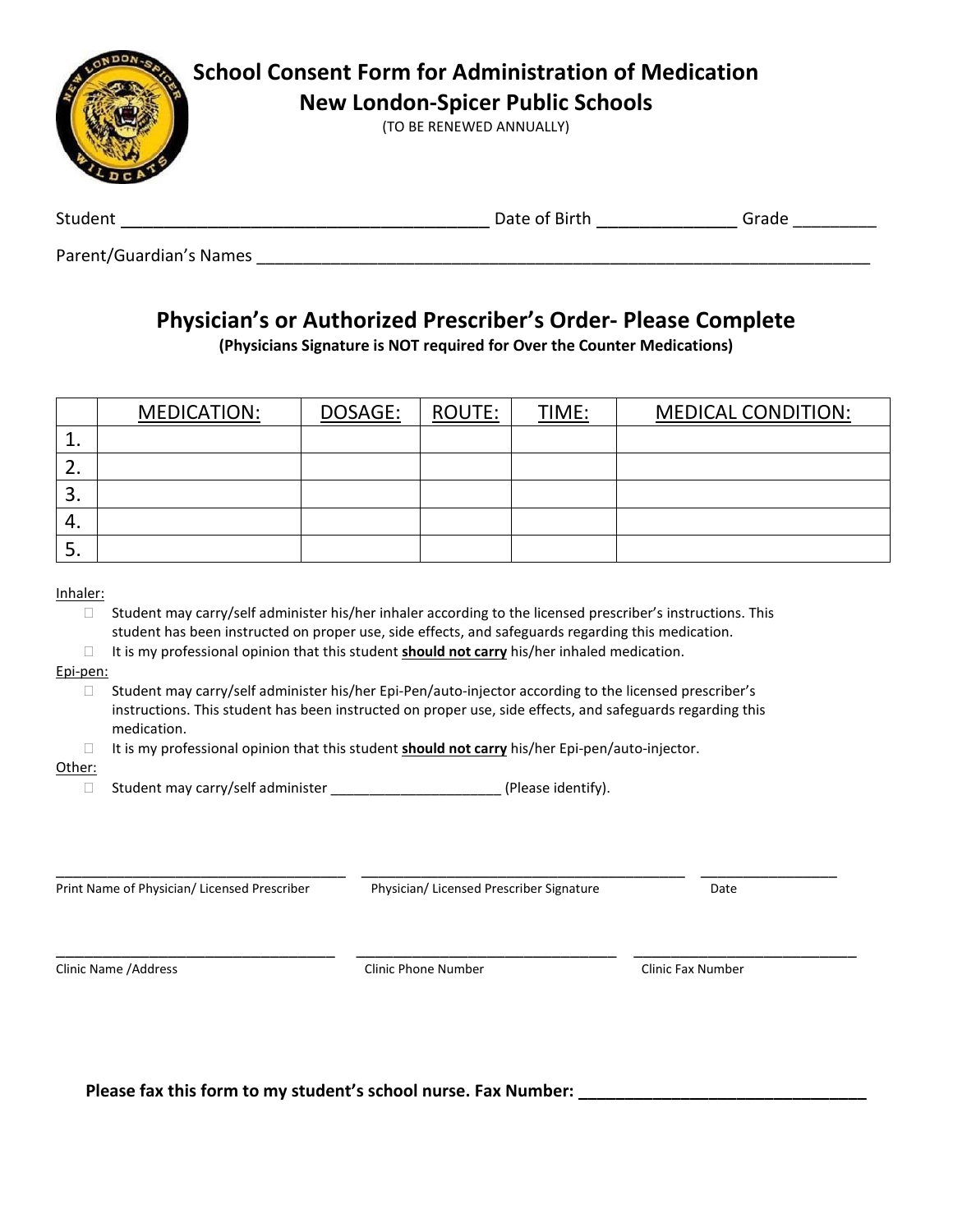# School Consent Form for Administration of Medication

## New London-Spicer Public Schools

(TO BE RENEWED ANNUALLY)

Student ______________________________________ Date of Birth _______________ Grade _________

Parent/Guardian's Names ________________________________________________________________

## Physician's or Authorized Prescriber's Order- Please Complete

**(Physicians Signature is NOT required for Over the Counter Medications)**

| | MEDICATION: | DOSAGE: | ROUTE: | TIME: | MEDICAL CONDITION: |
|---|---|---|---|---|---|
| 1. | | | | | |
| 2. | | | | | |
| 3. | | | | | |
| 4. | | | | | |
| 5. | | | | | |

Inhaler:

- ☐ Student may carry/self administer his/her inhaler according to the licensed prescriber's instructions. This student has been instructed on proper use, side effects, and safeguards regarding this medication.
- ☐ It is my professional opinion that this student **should not carry** his/her inhaled medication.

Epi-pen:

- ☐ Student may carry/self administer his/her Epi-Pen/auto-injector according to the licensed prescriber's instructions. This student has been instructed on proper use, side effects, and safeguards regarding this medication.
- ☐ It is my professional opinion that this student **should not carry** his/her Epi-pen/auto-injector.

Other:

- ☐ Student may carry/self administer _____________________ (Please identify).

_____________________________________ ___________________________________________ _________________

Print Name of Physician/ Licensed Prescriber    Physician/ Licensed Prescriber Signature    Date

_____________________________________ __________________________________ ____________________________

Clinic Name /Address    Clinic Phone Number    Clinic Fax Number

**Please fax this form to my student's school nurse. Fax Number: _________________________________**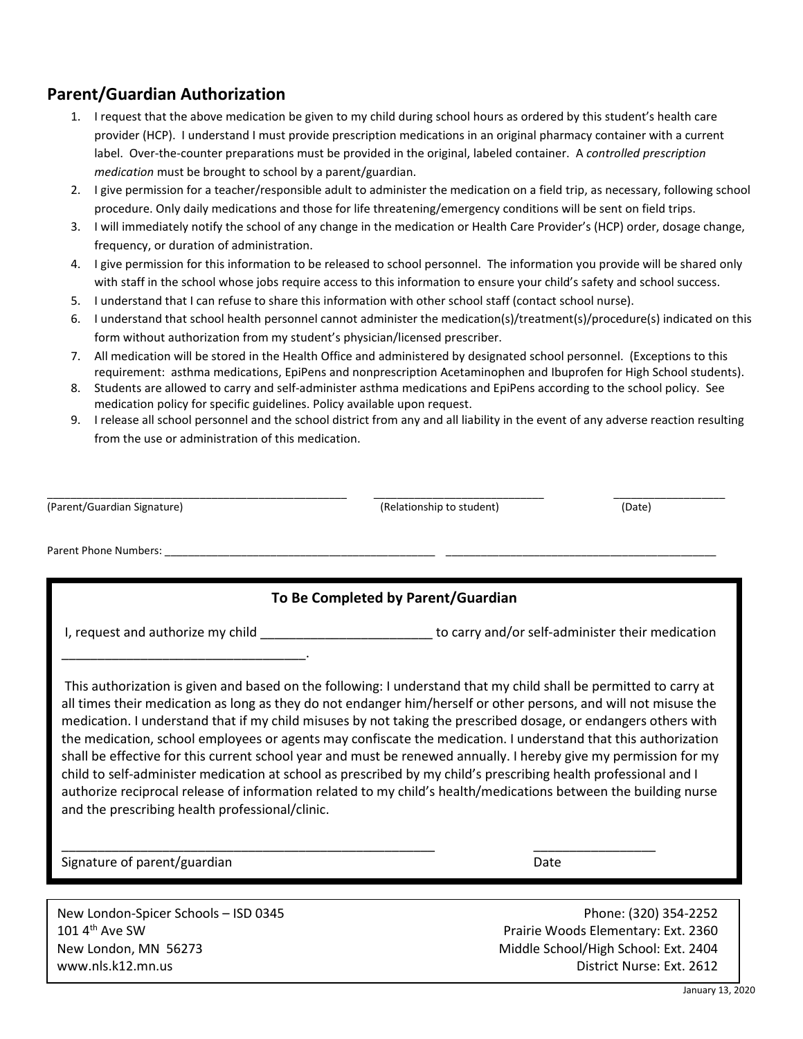## Parent/Guardian Authorization

1. I request that the above medication be given to my child during school hours as ordered by this student's health care provider (HCP). I understand I must provide prescription medications in an original pharmacy container with a current label. Over-the-counter preparations must be provided in the original, labeled container. A *controlled prescription medication* must be brought to school by a parent/guardian.
2. I give permission for a teacher/responsible adult to administer the medication on a field trip, as necessary, following school procedure. Only daily medications and those for life threatening/emergency conditions will be sent on field trips.
3. I will immediately notify the school of any change in the medication or Health Care Provider's (HCP) order, dosage change, frequency, or duration of administration.
4. I give permission for this information to be released to school personnel. The information you provide will be shared only with staff in the school whose jobs require access to this information to ensure your child's safety and school success.
5. I understand that I can refuse to share this information with other school staff (contact school nurse).
6. I understand that school health personnel cannot administer the medication(s)/treatment(s)/procedure(s) indicated on this form without authorization from my student's physician/licensed prescriber.
7. All medication will be stored in the Health Office and administered by designated school personnel. (Exceptions to this requirement: asthma medications, EpiPens and nonprescription Acetaminophen and Ibuprofen for High School students).
8. Students are allowed to carry and self-administer asthma medications and EpiPens according to the school policy. See medication policy for specific guidelines. Policy available upon request.
9. I release all school personnel and the school district from any and all liability in the event of any adverse reaction resulting from the use or administration of this medication.

\_\_\_\_\_\_\_\_\_\_\_\_\_\_\_\_\_\_\_\_\_\_\_\_\_\_\_\_\_\_\_\_\_\_\_\_\_\_\_\_\_\_\_\_ \_\_\_\_\_\_\_\_\_\_\_\_\_\_\_\_\_\_\_\_\_\_\_\_\_\_\_\_ \_\_\_\_\_\_\_\_\_\_\_\_\_\_\_\_\_\_
(Parent/Guardian Signature) (Relationship to student) (Date)

Parent Phone Numbers: \_\_\_\_\_\_\_\_\_\_\_\_\_\_\_\_\_\_\_\_\_\_\_\_\_\_\_\_\_\_\_\_\_\_\_\_\_\_\_\_\_\_\_\_\_\_ \_\_\_\_\_\_\_\_\_\_\_\_\_\_\_\_\_\_\_\_\_\_\_\_\_\_\_\_\_\_\_\_\_\_\_\_\_\_\_\_\_\_\_\_\_\_

### To Be Completed by Parent/Guardian

I, request and authorize my child \_\_\_\_\_\_\_\_\_\_\_\_\_\_\_\_\_\_\_\_\_\_\_\_ to carry and/or self-administer their medication \_\_\_\_\_\_\_\_\_\_\_\_\_\_\_\_\_\_\_\_\_\_\_\_\_\_\_\_\_\_\_\_\_\_.

This authorization is given and based on the following: I understand that my child shall be permitted to carry at all times their medication as long as they do not endanger him/herself or other persons, and will not misuse the medication. I understand that if my child misuses by not taking the prescribed dosage, or endangers others with the medication, school employees or agents may confiscate the medication. I understand that this authorization shall be effective for this current school year and must be renewed annually. I hereby give my permission for my child to self-administer medication at school as prescribed by my child's prescribing health professional and I authorize reciprocal release of information related to my child's health/medications between the building nurse and the prescribing health professional/clinic.

\_\_\_\_\_\_\_\_\_\_\_\_\_\_\_\_\_\_\_\_\_\_\_\_\_\_\_\_\_\_\_\_\_\_\_\_\_\_\_\_\_\_\_\_\_\_\_\_\_\_\_\_ \_\_\_\_\_\_\_\_\_\_\_\_\_\_\_\_\_
Signature of parent/guardian Date

New London-Spicer Schools – ISD 0345
101 4th Ave SW
New London, MN 56273
www.nls.k12.mn.us

Phone: (320) 354-2252
Prairie Woods Elementary: Ext. 2360
Middle School/High School: Ext. 2404
District Nurse: Ext. 2612

January 13, 2020